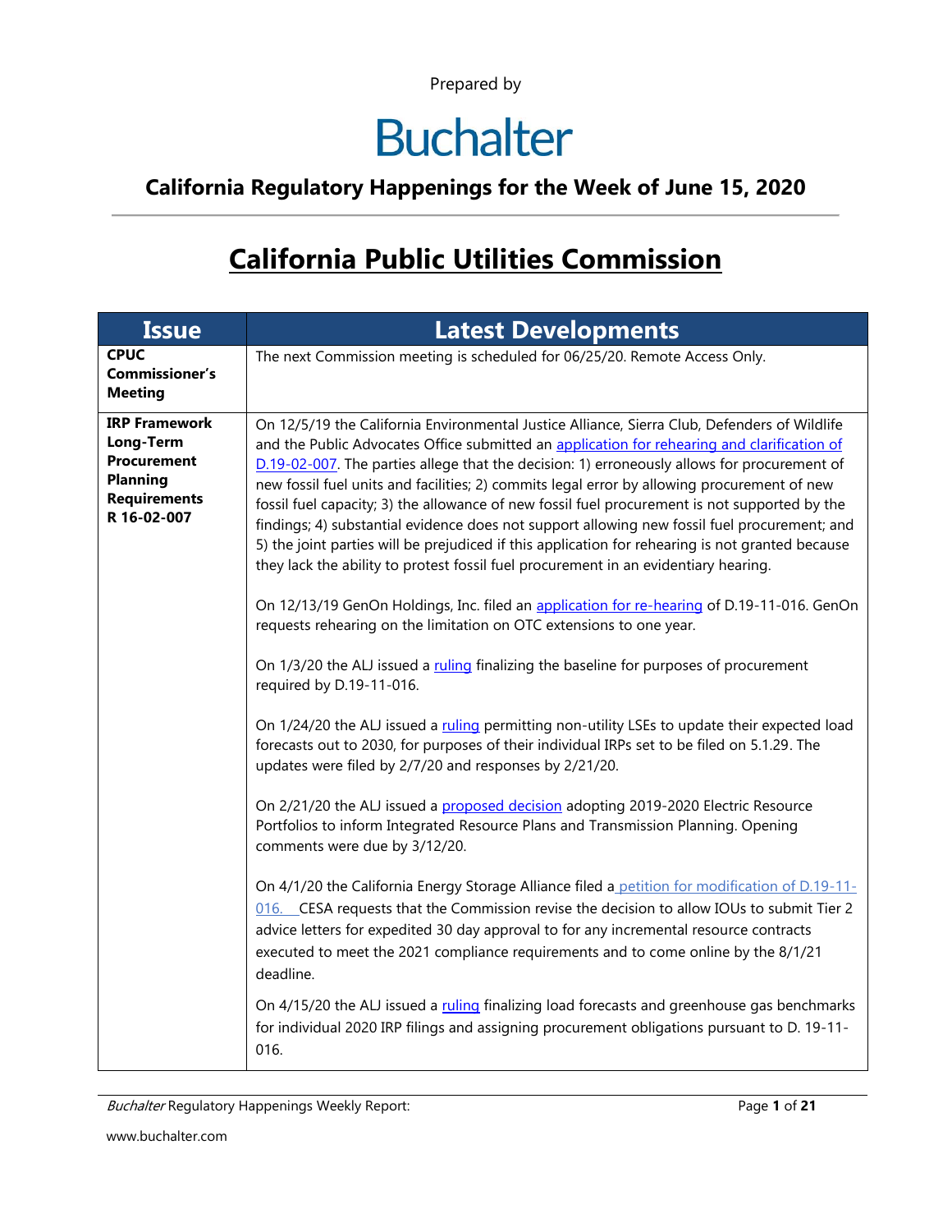Prepared by

# Buchalter

## California Regulatory Happenings for the Week of June 15, 2020

# California Public Utilities Commission

| Issue | Latest Developments |
|---|---|
| **CPUC Commissioner's Meeting** | The next Commission meeting is scheduled for 06/25/20. Remote Access Only. |
| **IRP Framework Long-Term Procurement Planning Requirements R 16-02-007** | On 12/5/19 the California Environmental Justice Alliance, Sierra Club, Defenders of Wildlife and the Public Advocates Office submitted an application for rehearing and clarification of D.19-02-007. The parties allege that the decision: 1) erroneously allows for procurement of new fossil fuel units and facilities; 2) commits legal error by allowing procurement of new fossil fuel capacity; 3) the allowance of new fossil fuel procurement is not supported by the findings; 4) substantial evidence does not support allowing new fossil fuel procurement; and 5) the joint parties will be prejudiced if this application for rehearing is not granted because they lack the ability to protest fossil fuel procurement in an evidentiary hearing.<br><br>On 12/13/19 GenOn Holdings, Inc. filed an application for re-hearing of D.19-11-016. GenOn requests rehearing on the limitation on OTC extensions to one year.<br><br>On 1/3/20 the ALJ issued a ruling finalizing the baseline for purposes of procurement required by D.19-11-016.<br><br>On 1/24/20 the ALJ issued a ruling permitting non-utility LSEs to update their expected load forecasts out to 2030, for purposes of their individual IRPs set to be filed on 5.1.29. The updates were filed by 2/7/20 and responses by 2/21/20.<br><br>On 2/21/20 the ALJ issued a proposed decision adopting 2019-2020 Electric Resource Portfolios to inform Integrated Resource Plans and Transmission Planning. Opening comments were due by 3/12/20.<br><br>On 4/1/20 the California Energy Storage Alliance filed a petition for modification of D.19-11-016. CESA requests that the Commission revise the decision to allow IOUs to submit Tier 2 advice letters for expedited 30 day approval to for any incremental resource contracts executed to meet the 2021 compliance requirements and to come online by the 8/1/21 deadline.<br><br>On 4/15/20 the ALJ issued a ruling finalizing load forecasts and greenhouse gas benchmarks for individual 2020 IRP filings and assigning procurement obligations pursuant to D. 19-11-016. |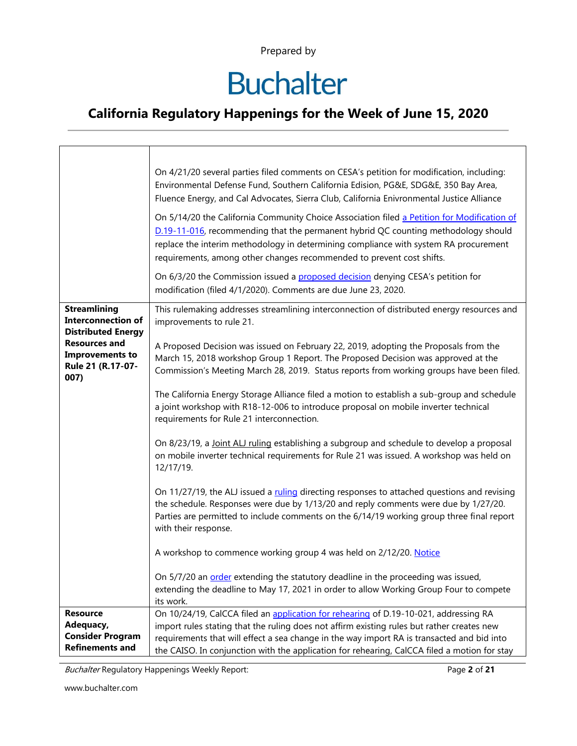Prepared by

# Buchalter

## California Regulatory Happenings for the Week of June 15, 2020

| | |
|---|---|
| | On 4/21/20 several parties filed comments on CESA's petition for modification, including: Environmental Defense Fund, Southern California Edision, PG&E, SDG&E, 350 Bay Area, Fluence Energy, and Cal Advocates, Sierra Club, California Enivronmental Justice Alliance<br><br>On 5/14/20 the California Community Choice Association filed a Petition for Modification of D.19-11-016, recommending that the permanent hybrid QC counting methodology should replace the interim methodology in determining compliance with system RA procurement requirements, among other changes recommended to prevent cost shifts.<br><br>On 6/3/20 the Commission issued a proposed decision denying CESA's petition for modification (filed 4/1/2020). Comments are due June 23, 2020. |
| **Streamlining Interconnection of Distributed Energy Resources and Improvements to Rule 21 (R.17-07-007)** | This rulemaking addresses streamlining interconnection of distributed energy resources and improvements to rule 21.<br><br>A Proposed Decision was issued on February 22, 2019, adopting the Proposals from the March 15, 2018 workshop Group 1 Report. The Proposed Decision was approved at the Commission's Meeting March 28, 2019. Status reports from working groups have been filed.<br><br>The California Energy Storage Alliance filed a motion to establish a sub-group and schedule a joint workshop with R18-12-006 to introduce proposal on mobile inverter technical requirements for Rule 21 interconnection.<br><br>On 8/23/19, a Joint ALJ ruling establishing a subgroup and schedule to develop a proposal on mobile inverter technical requirements for Rule 21 was issued. A workshop was held on 12/17/19.<br><br>On 11/27/19, the ALJ issued a ruling directing responses to attached questions and revising the schedule. Responses were due by 1/13/20 and reply comments were due by 1/27/20. Parties are permitted to include comments on the 6/14/19 working group three final report with their response.<br><br>A workshop to commence working group 4 was held on 2/12/20. Notice<br><br>On 5/7/20 an order extending the statutory deadline in the proceeding was issued, extending the deadline to May 17, 2021 in order to allow Working Group Four to compete its work. |
| **Resource Adequacy, Consider Program Refinements and** | On 10/24/19, CalCCA filed an application for rehearing of D.19-10-021, addressing RA import rules stating that the ruling does not affirm existing rules but rather creates new requirements that will effect a sea change in the way import RA is transacted and bid into the CAISO. In conjunction with the application for rehearing, CalCCA filed a motion for stay |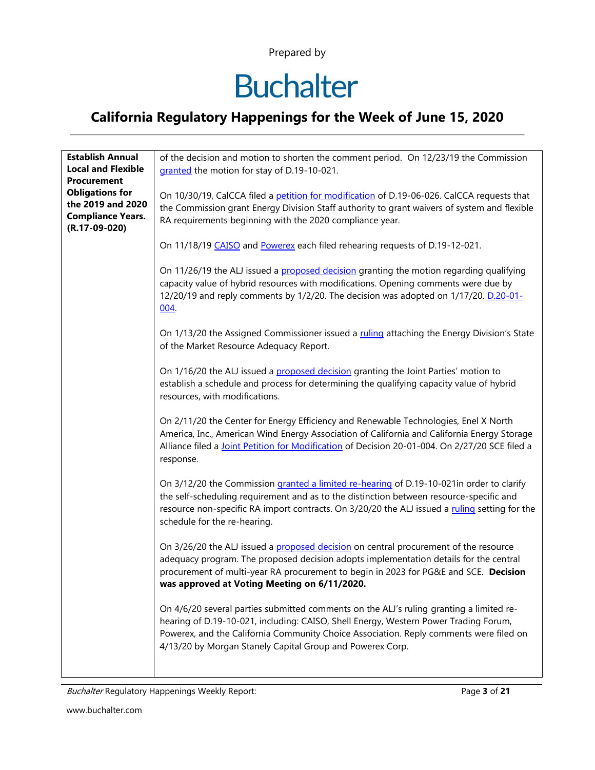| Establish Annual Local and Flexible Procurement Obligations for the 2019 and 2020 Compliance Years. (R.17-09-020) | of the decision and motion to shorten the comment period. On 12/23/19 the Commission granted the motion for stay of D.19-10-021.<br><br>On 10/30/19, CalCCA filed a petition for modification of D.19-06-026. CalCCA requests that the Commission grant Energy Division Staff authority to grant waivers of system and flexible RA requirements beginning with the 2020 compliance year.<br><br>On 11/18/19 CAISO and Powerex each filed rehearing requests of D.19-12-021.<br><br>On 11/26/19 the ALJ issued a proposed decision granting the motion regarding qualifying capacity value of hybrid resources with modifications. Opening comments were due by 12/20/19 and reply comments by 1/2/20. The decision was adopted on 1/17/20. D.20-01-004.<br><br>On 1/13/20 the Assigned Commissioner issued a ruling attaching the Energy Division's State of the Market Resource Adequacy Report.<br><br>On 1/16/20 the ALJ issued a proposed decision granting the Joint Parties' motion to establish a schedule and process for determining the qualifying capacity value of hybrid resources, with modifications.<br><br>On 2/11/20 the Center for Energy Efficiency and Renewable Technologies, Enel X North America, Inc., American Wind Energy Association of California and California Energy Storage Alliance filed a Joint Petition for Modification of Decision 20-01-004. On 2/27/20 SCE filed a response.<br><br>On 3/12/20 the Commission granted a limited re-hearing of D.19-10-021in order to clarify the self-scheduling requirement and as to the distinction between resource-specific and resource non-specific RA import contracts. On 3/20/20 the ALJ issued a ruling setting for the schedule for the re-hearing.<br><br>On 3/26/20 the ALJ issued a proposed decision on central procurement of the resource adequacy program. The proposed decision adopts implementation details for the central procurement of multi-year RA procurement to begin in 2023 for PG&E and SCE. **Decision was approved at Voting Meeting on 6/11/2020.**<br><br>On 4/6/20 several parties submitted comments on the ALJ's ruling granting a limited re-hearing of D.19-10-021, including: CAISO, Shell Energy, Western Power Trading Forum, Powerex, and the California Community Choice Association. Reply comments were filed on 4/13/20 by Morgan Stanely Capital Group and Powerex Corp. |
|---|---|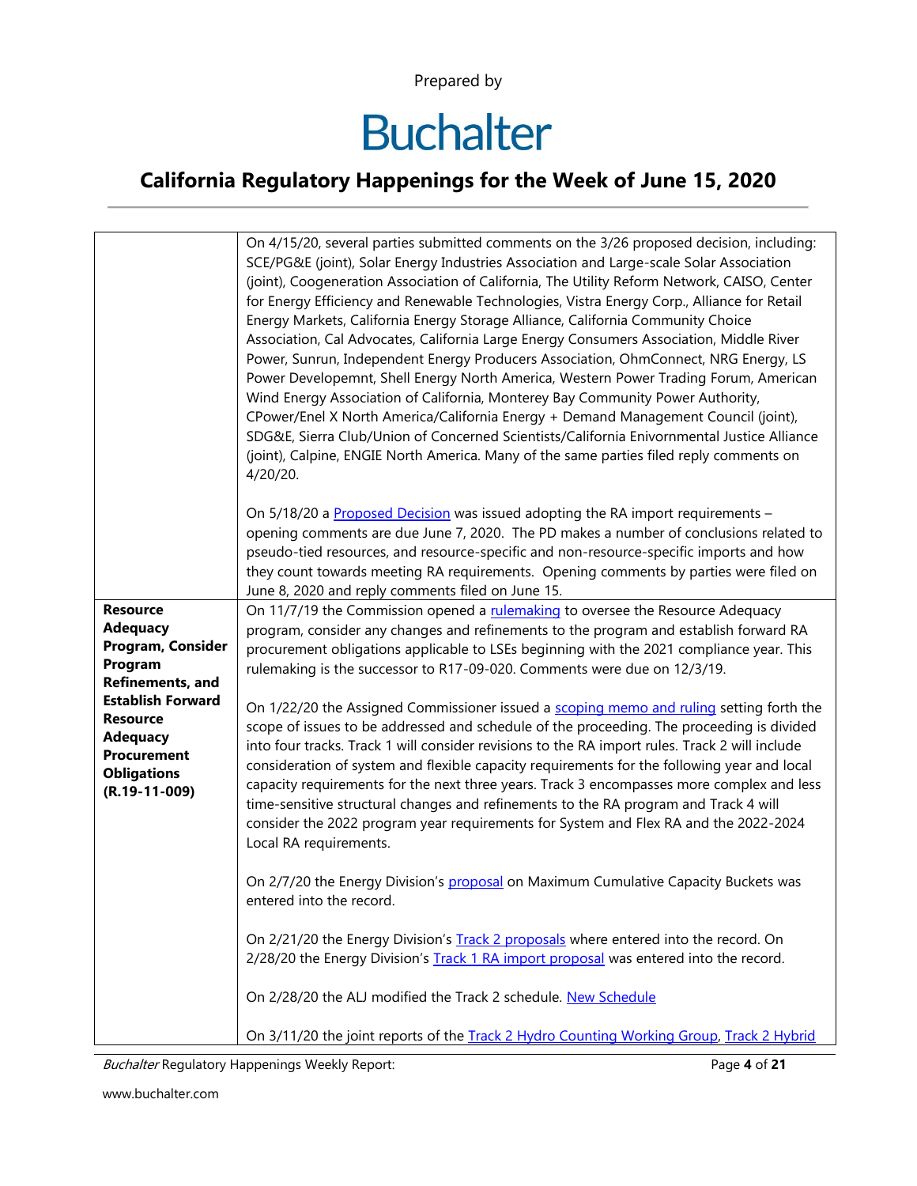Prepared by

# Buchalter

## California Regulatory Happenings for the Week of June 15, 2020

| | |
|---|---|
| | On 4/15/20, several parties submitted comments on the 3/26 proposed decision, including: SCE/PG&E (joint), Solar Energy Industries Association and Large-scale Solar Association (joint), Coogeneration Association of California, The Utility Reform Network, CAISO, Center for Energy Efficiency and Renewable Technologies, Vistra Energy Corp., Alliance for Retail Energy Markets, California Energy Storage Alliance, California Community Choice Association, Cal Advocates, California Large Energy Consumers Association, Middle River Power, Sunrun, Independent Energy Producers Association, OhmConnect, NRG Energy, LS Power Developemnt, Shell Energy North America, Western Power Trading Forum, American Wind Energy Association of California, Monterey Bay Community Power Authority, CPower/Enel X North America/California Energy + Demand Management Council (joint), SDG&E, Sierra Club/Union of Concerned Scientists/California Enivornmental Justice Alliance (joint), Calpine, ENGIE North America. Many of the same parties filed reply comments on 4/20/20.<br><br>On 5/18/20 a Proposed Decision was issued adopting the RA import requirements – opening comments are due June 7, 2020. The PD makes a number of conclusions related to pseudo-tied resources, and resource-specific and non-resource-specific imports and how they count towards meeting RA requirements. Opening comments by parties were filed on June 8, 2020 and reply comments filed on June 15. |
| **Resource Adequacy Program, Consider Program Refinements, and Establish Forward Resource Adequacy Procurement Obligations (R.19-11-009)** | On 11/7/19 the Commission opened a rulemaking to oversee the Resource Adequacy program, consider any changes and refinements to the program and establish forward RA procurement obligations applicable to LSEs beginning with the 2021 compliance year. This rulemaking is the successor to R17-09-020. Comments were due on 12/3/19.<br><br>On 1/22/20 the Assigned Commissioner issued a scoping memo and ruling setting forth the scope of issues to be addressed and schedule of the proceeding. The proceeding is divided into four tracks. Track 1 will consider revisions to the RA import rules. Track 2 will include consideration of system and flexible capacity requirements for the following year and local capacity requirements for the next three years. Track 3 encompasses more complex and less time-sensitive structural changes and refinements to the RA program and Track 4 will consider the 2022 program year requirements for System and Flex RA and the 2022-2024 Local RA requirements.<br><br>On 2/7/20 the Energy Division's proposal on Maximum Cumulative Capacity Buckets was entered into the record.<br><br>On 2/21/20 the Energy Division's Track 2 proposals where entered into the record. On 2/28/20 the Energy Division's Track 1 RA import proposal was entered into the record.<br><br>On 2/28/20 the ALJ modified the Track 2 schedule. New Schedule<br><br>On 3/11/20 the joint reports of the Track 2 Hydro Counting Working Group, Track 2 Hybrid |

*Buchalter* Regulatory Happenings Weekly Report:

www.buchalter.com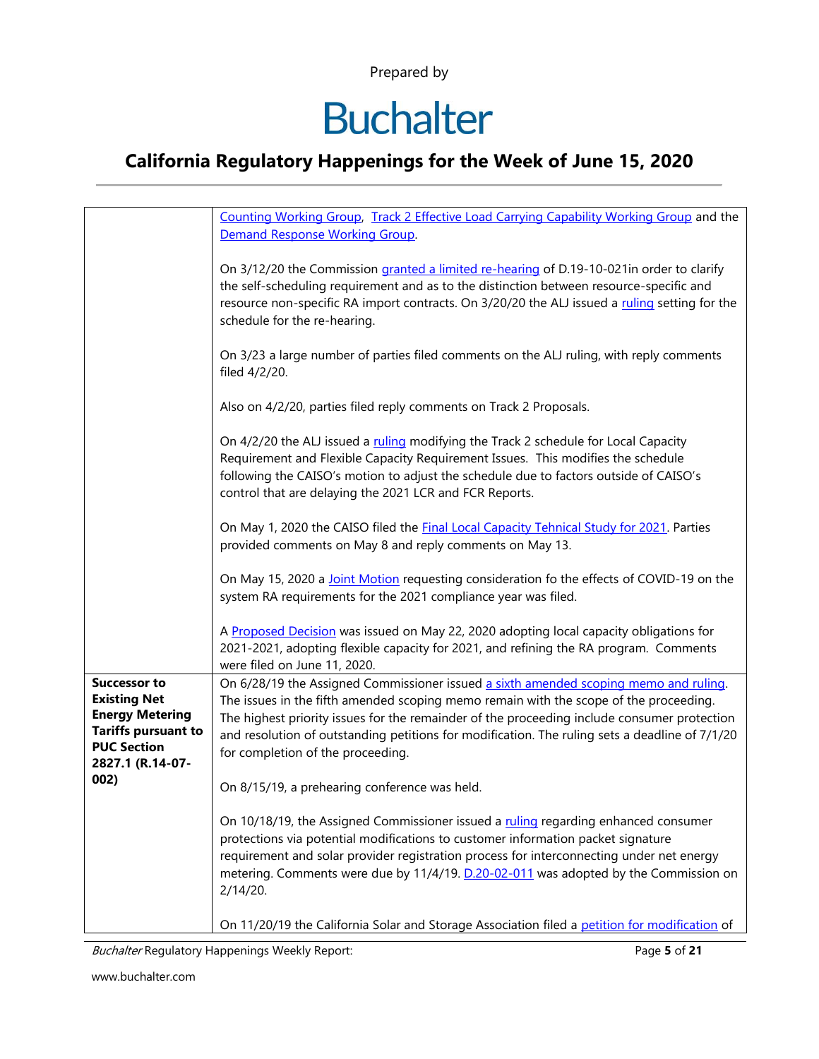| | |
|---|---|
| | Counting Working Group, Track 2 Effective Load Carrying Capability Working Group and the Demand Response Working Group.<br><br>On 3/12/20 the Commission granted a limited re-hearing of D.19-10-021in order to clarify the self-scheduling requirement and as to the distinction between resource-specific and resource non-specific RA import contracts. On 3/20/20 the ALJ issued a ruling setting for the schedule for the re-hearing.<br><br>On 3/23 a large number of parties filed comments on the ALJ ruling, with reply comments filed 4/2/20.<br><br>Also on 4/2/20, parties filed reply comments on Track 2 Proposals.<br><br>On 4/2/20 the ALJ issued a ruling modifying the Track 2 schedule for Local Capacity Requirement and Flexible Capacity Requirement Issues. This modifies the schedule following the CAISO's motion to adjust the schedule due to factors outside of CAISO's control that are delaying the 2021 LCR and FCR Reports.<br><br>On May 1, 2020 the CAISO filed the Final Local Capacity Tehnical Study for 2021. Parties provided comments on May 8 and reply comments on May 13.<br><br>On May 15, 2020 a Joint Motion requesting consideration fo the effects of COVID-19 on the system RA requirements for the 2021 compliance year was filed.<br><br>A Proposed Decision was issued on May 22, 2020 adopting local capacity obligations for 2021-2021, adopting flexible capacity for 2021, and refining the RA program. Comments were filed on June 11, 2020. |
| **Successor to Existing Net Energy Metering Tariffs pursuant to PUC Section 2827.1 (R.14-07-002)** | On 6/28/19 the Assigned Commissioner issued a sixth amended scoping memo and ruling. The issues in the fifth amended scoping memo remain with the scope of the proceeding. The highest priority issues for the remainder of the proceeding include consumer protection and resolution of outstanding petitions for modification. The ruling sets a deadline of 7/1/20 for completion of the proceeding.<br><br>On 8/15/19, a prehearing conference was held.<br><br>On 10/18/19, the Assigned Commissioner issued a ruling regarding enhanced consumer protections via potential modifications to customer information packet signature requirement and solar provider registration process for interconnecting under net energy metering. Comments were due by 11/4/19. D.20-02-011 was adopted by the Commission on 2/14/20.<br><br>On 11/20/19 the California Solar and Storage Association filed a petition for modification of |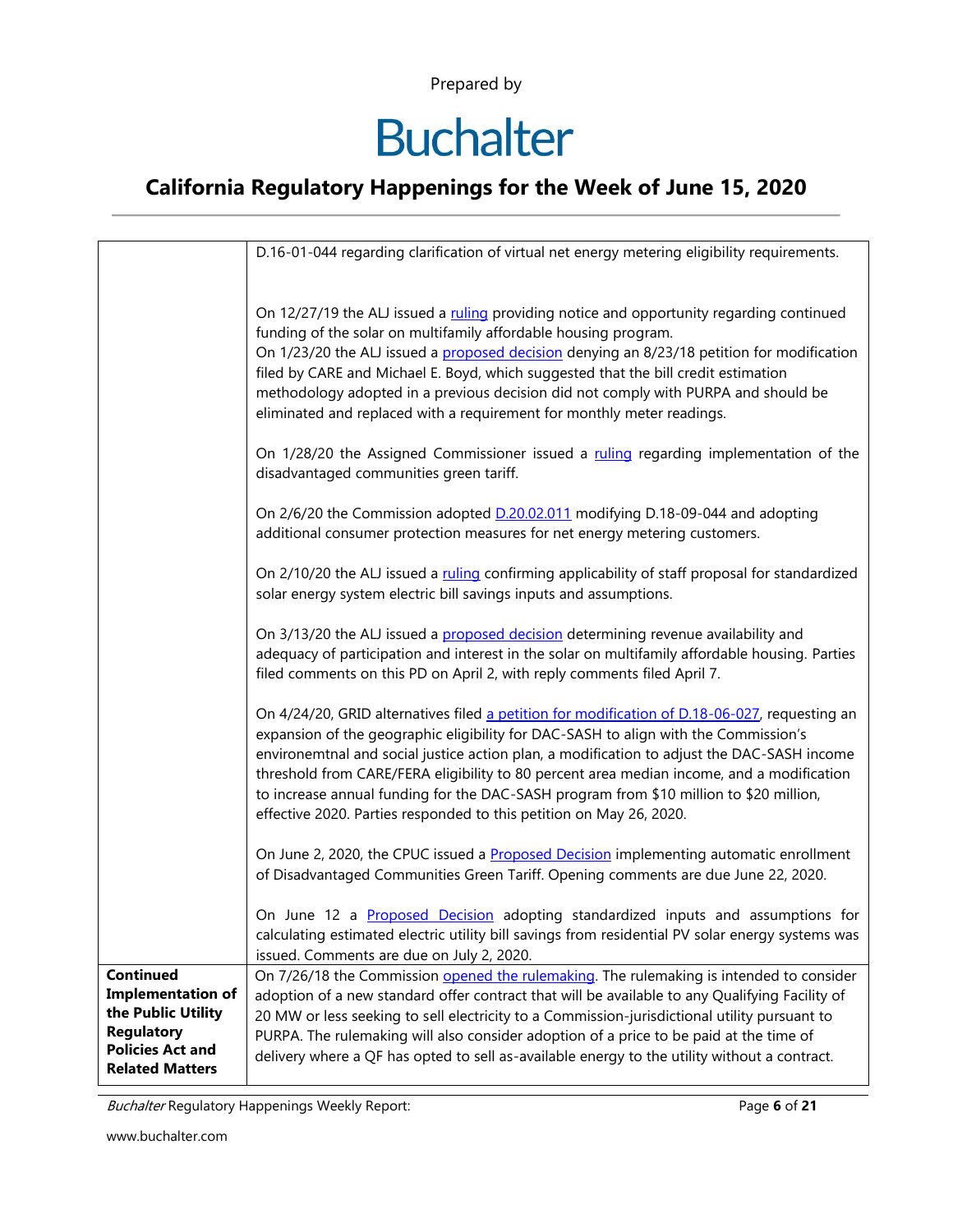| | |
|---|---|
| | D.16-01-044 regarding clarification of virtual net energy metering eligibility requirements.<br><br>On 12/27/19 the ALJ issued a ruling providing notice and opportunity regarding continued funding of the solar on multifamily affordable housing program.<br>On 1/23/20 the ALJ issued a proposed decision denying an 8/23/18 petition for modification filed by CARE and Michael E. Boyd, which suggested that the bill credit estimation methodology adopted in a previous decision did not comply with PURPA and should be eliminated and replaced with a requirement for monthly meter readings.<br><br>On 1/28/20 the Assigned Commissioner issued a ruling regarding implementation of the disadvantaged communities green tariff.<br><br>On 2/6/20 the Commission adopted D.20.02.011 modifying D.18-09-044 and adopting additional consumer protection measures for net energy metering customers.<br><br>On 2/10/20 the ALJ issued a ruling confirming applicability of staff proposal for standardized solar energy system electric bill savings inputs and assumptions.<br><br>On 3/13/20 the ALJ issued a proposed decision determining revenue availability and adequacy of participation and interest in the solar on multifamily affordable housing. Parties filed comments on this PD on April 2, with reply comments filed April 7.<br><br>On 4/24/20, GRID alternatives filed a petition for modification of D.18-06-027, requesting an expansion of the geographic eligibility for DAC-SASH to align with the Commission's environemtnal and social justice action plan, a modification to adjust the DAC-SASH income threshold from CARE/FERA eligibility to 80 percent area median income, and a modification to increase annual funding for the DAC-SASH program from $10 million to $20 million, effective 2020. Parties responded to this petition on May 26, 2020.<br><br>On June 2, 2020, the CPUC issued a Proposed Decision implementing automatic enrollment of Disadvantaged Communities Green Tariff. Opening comments are due June 22, 2020.<br><br>On June 12 a Proposed Decision adopting standardized inputs and assumptions for calculating estimated electric utility bill savings from residential PV solar energy systems was issued. Comments are due on July 2, 2020. |
| **Continued Implementation of the Public Utility Regulatory Policies Act and Related Matters** | On 7/26/18 the Commission opened the rulemaking. The rulemaking is intended to consider adoption of a new standard offer contract that will be available to any Qualifying Facility of 20 MW or less seeking to sell electricity to a Commission-jurisdictional utility pursuant to PURPA. The rulemaking will also consider adoption of a price to be paid at the time of delivery where a QF has opted to sell as-available energy to the utility without a contract. |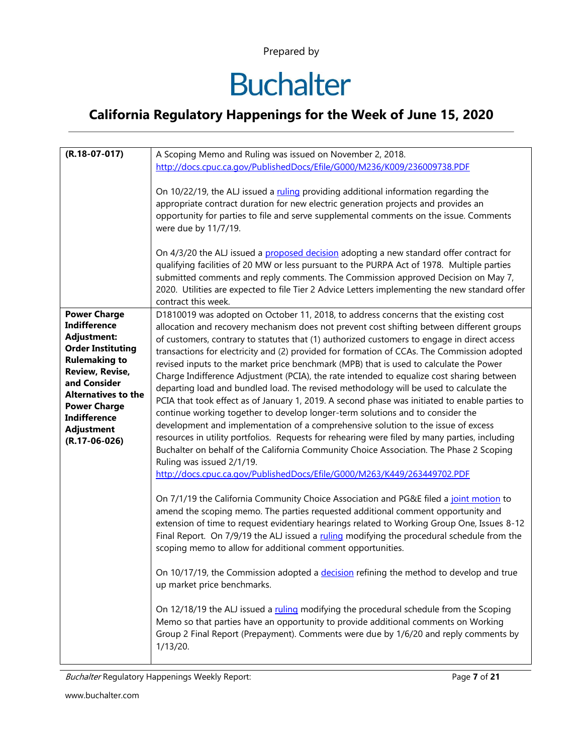Prepared by

Buchalter

## California Regulatory Happenings for the Week of June 15, 2020

| | |
|---|---|
| **(R.18-07-017)** | A Scoping Memo and Ruling was issued on November 2, 2018. http://docs.cpuc.ca.gov/PublishedDocs/Efile/G000/M236/K009/236009738.PDF<br><br>On 10/22/19, the ALJ issued a ruling providing additional information regarding the appropriate contract duration for new electric generation projects and provides an opportunity for parties to file and serve supplemental comments on the issue. Comments were due by 11/7/19.<br><br>On 4/3/20 the ALJ issued a proposed decision adopting a new standard offer contract for qualifying facilities of 20 MW or less pursuant to the PURPA Act of 1978. Multiple parties submitted comments and reply comments. The Commission approved Decision on May 7, 2020. Utilities are expected to file Tier 2 Advice Letters implementing the new standard offer contract this week. |
| **Power Charge Indifference Adjustment: Order Instituting Rulemaking to Review, Revise, and Consider Alternatives to the Power Charge Indifference Adjustment (R.17-06-026)** | D1810019 was adopted on October 11, 2018, to address concerns that the existing cost allocation and recovery mechanism does not prevent cost shifting between different groups of customers, contrary to statutes that (1) authorized customers to engage in direct access transactions for electricity and (2) provided for formation of CCAs. The Commission adopted revised inputs to the market price benchmark (MPB) that is used to calculate the Power Charge Indifference Adjustment (PCIA), the rate intended to equalize cost sharing between departing load and bundled load. The revised methodology will be used to calculate the PCIA that took effect as of January 1, 2019. A second phase was initiated to enable parties to continue working together to develop longer-term solutions and to consider the development and implementation of a comprehensive solution to the issue of excess resources in utility portfolios. Requests for rehearing were filed by many parties, including Buchalter on behalf of the California Community Choice Association. The Phase 2 Scoping Ruling was issued 2/1/19.<br>http://docs.cpuc.ca.gov/PublishedDocs/Efile/G000/M263/K449/263449702.PDF<br><br>On 7/1/19 the California Community Choice Association and PG&E filed a joint motion to amend the scoping memo. The parties requested additional comment opportunity and extension of time to request evidentiary hearings related to Working Group One, Issues 8-12 Final Report. On 7/9/19 the ALJ issued a ruling modifying the procedural schedule from the scoping memo to allow for additional comment opportunities.<br><br>On 10/17/19, the Commission adopted a decision refining the method to develop and true up market price benchmarks.<br><br>On 12/18/19 the ALJ issued a ruling modifying the procedural schedule from the Scoping Memo so that parties have an opportunity to provide additional comments on Working Group 2 Final Report (Prepayment). Comments were due by 1/6/20 and reply comments by 1/13/20. |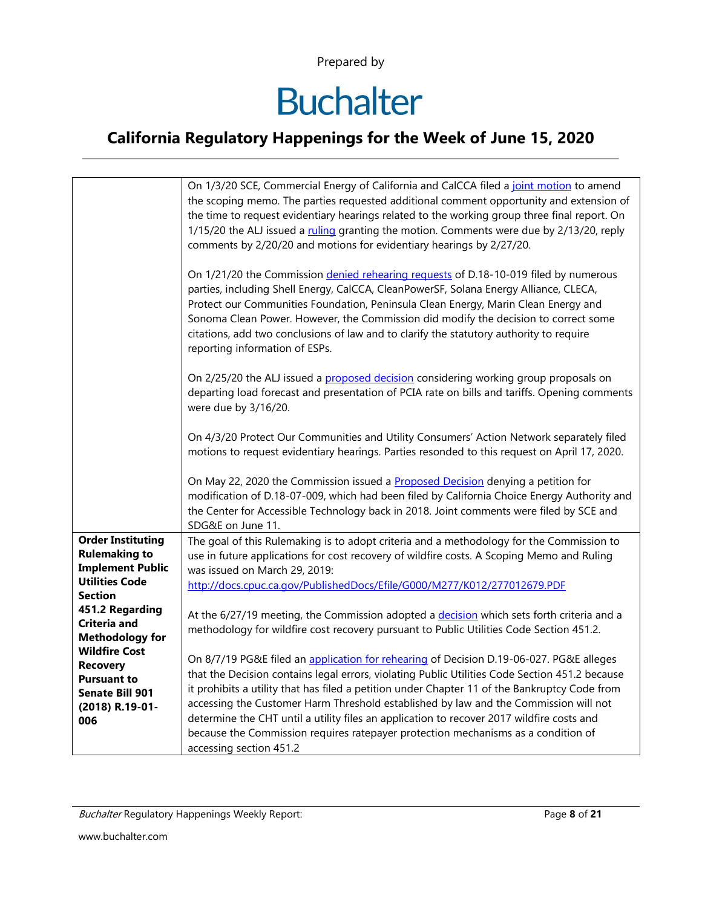Prepared by

# Buchalter

## California Regulatory Happenings for the Week of June 15, 2020

| | |
|---|---|
| | On 1/3/20 SCE, Commercial Energy of California and CalCCA filed a joint motion to amend the scoping memo. The parties requested additional comment opportunity and extension of the time to request evidentiary hearings related to the working group three final report. On 1/15/20 the ALJ issued a ruling granting the motion. Comments were due by 2/13/20, reply comments by 2/20/20 and motions for evidentiary hearings by 2/27/20.<br><br>On 1/21/20 the Commission denied rehearing requests of D.18-10-019 filed by numerous parties, including Shell Energy, CalCCA, CleanPowerSF, Solana Energy Alliance, CLECA, Protect our Communities Foundation, Peninsula Clean Energy, Marin Clean Energy and Sonoma Clean Power. However, the Commission did modify the decision to correct some citations, add two conclusions of law and to clarify the statutory authority to require reporting information of ESPs.<br><br>On 2/25/20 the ALJ issued a proposed decision considering working group proposals on departing load forecast and presentation of PCIA rate on bills and tariffs. Opening comments were due by 3/16/20.<br><br>On 4/3/20 Protect Our Communities and Utility Consumers' Action Network separately filed motions to request evidentiary hearings. Parties resonded to this request on April 17, 2020.<br><br>On May 22, 2020 the Commission issued a Proposed Decision denying a petition for modification of D.18-07-009, which had been filed by California Choice Energy Authority and the Center for Accessible Technology back in 2018. Joint comments were filed by SCE and SDG&E on June 11. |
| **Order Instituting Rulemaking to Implement Public Utilities Code Section 451.2 Regarding Criteria and Methodology for Wildfire Cost Recovery Pursuant to Senate Bill 901 (2018) R.19-01-006** | The goal of this Rulemaking is to adopt criteria and a methodology for the Commission to use in future applications for cost recovery of wildfire costs. A Scoping Memo and Ruling was issued on March 29, 2019: http://docs.cpuc.ca.gov/PublishedDocs/Efile/G000/M277/K012/277012679.PDF<br><br>At the 6/27/19 meeting, the Commission adopted a decision which sets forth criteria and a methodology for wildfire cost recovery pursuant to Public Utilities Code Section 451.2.<br><br>On 8/7/19 PG&E filed an application for rehearing of Decision D.19-06-027. PG&E alleges that the Decision contains legal errors, violating Public Utilities Code Section 451.2 because it prohibits a utility that has filed a petition under Chapter 11 of the Bankruptcy Code from accessing the Customer Harm Threshold established by law and the Commission will not determine the CHT until a utility files an application to recover 2017 wildfire costs and because the Commission requires ratepayer protection mechanisms as a condition of accessing section 451.2 |

*Buchalter* Regulatory Happenings Weekly Report:

www.buchalter.com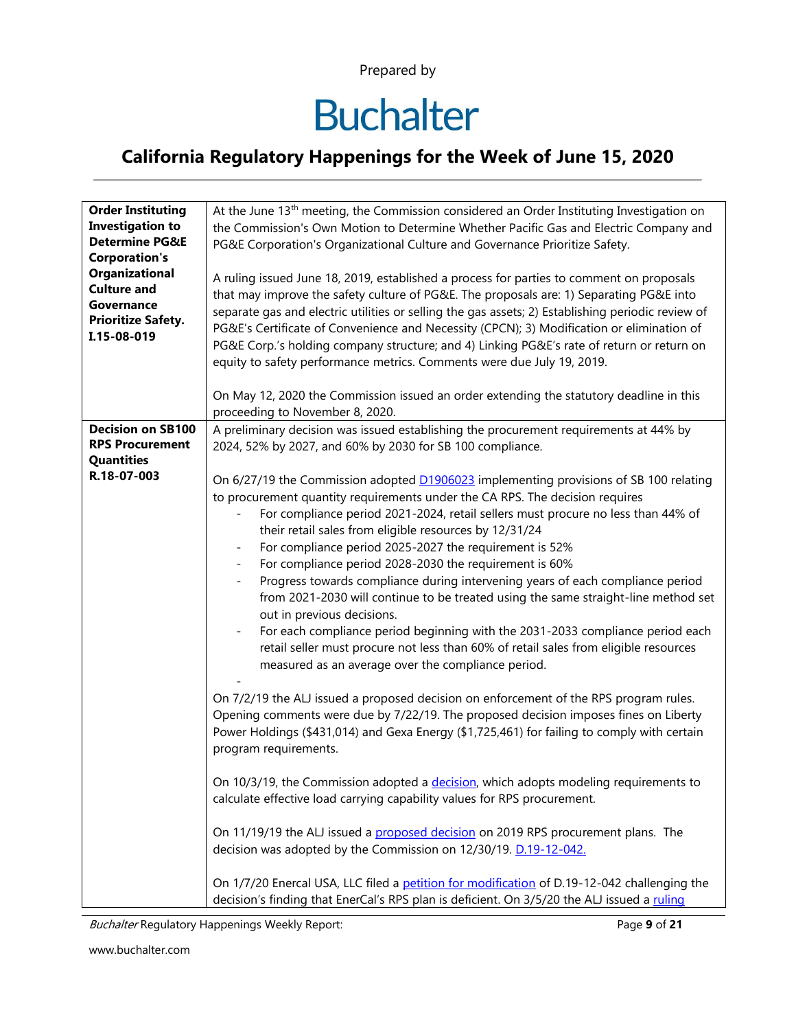Prepared by

# Buchalter

## California Regulatory Happenings for the Week of June 15, 2020

| | |
|---|---|
| **Order Instituting Investigation to Determine PG&E Corporation's Organizational Culture and Governance Prioritize Safety. I.15-08-019** | At the June 13th meeting, the Commission considered an Order Instituting Investigation on the Commission's Own Motion to Determine Whether Pacific Gas and Electric Company and PG&E Corporation's Organizational Culture and Governance Prioritize Safety.<br><br>A ruling issued June 18, 2019, established a process for parties to comment on proposals that may improve the safety culture of PG&E. The proposals are: 1) Separating PG&E into separate gas and electric utilities or selling the gas assets; 2) Establishing periodic review of PG&E's Certificate of Convenience and Necessity (CPCN); 3) Modification or elimination of PG&E Corp.'s holding company structure; and 4) Linking PG&E's rate of return or return on equity to safety performance metrics. Comments were due July 19, 2019.<br><br>On May 12, 2020 the Commission issued an order extending the statutory deadline in this proceeding to November 8, 2020. |
| **Decision on SB100 RPS Procurement Quantities R.18-07-003** | A preliminary decision was issued establishing the procurement requirements at 44% by 2024, 52% by 2027, and 60% by 2030 for SB 100 compliance.<br><br>On 6/27/19 the Commission adopted D1906023 implementing provisions of SB 100 relating to procurement quantity requirements under the CA RPS. The decision requires<br>- For compliance period 2021-2024, retail sellers must procure no less than 44% of their retail sales from eligible resources by 12/31/24<br>- For compliance period 2025-2027 the requirement is 52%<br>- For compliance period 2028-2030 the requirement is 60%<br>- Progress towards compliance during intervening years of each compliance period from 2021-2030 will continue to be treated using the same straight-line method set out in previous decisions.<br>- For each compliance period beginning with the 2031-2033 compliance period each retail seller must procure not less than 60% of retail sales from eligible resources measured as an average over the compliance period.<br>-<br><br>On 7/2/19 the ALJ issued a proposed decision on enforcement of the RPS program rules. Opening comments were due by 7/22/19. The proposed decision imposes fines on Liberty Power Holdings ($431,014) and Gexa Energy ($1,725,461) for failing to comply with certain program requirements.<br><br>On 10/3/19, the Commission adopted a decision, which adopts modeling requirements to calculate effective load carrying capability values for RPS procurement.<br><br>On 11/19/19 the ALJ issued a proposed decision on 2019 RPS procurement plans. The decision was adopted by the Commission on 12/30/19. D.19-12-042.<br><br>On 1/7/20 Enercal USA, LLC filed a petition for modification of D.19-12-042 challenging the decision's finding that EnerCal's RPS plan is deficient. On 3/5/20 the ALJ issued a ruling |

*Buchalter* Regulatory Happenings Weekly Report:

www.buchalter.com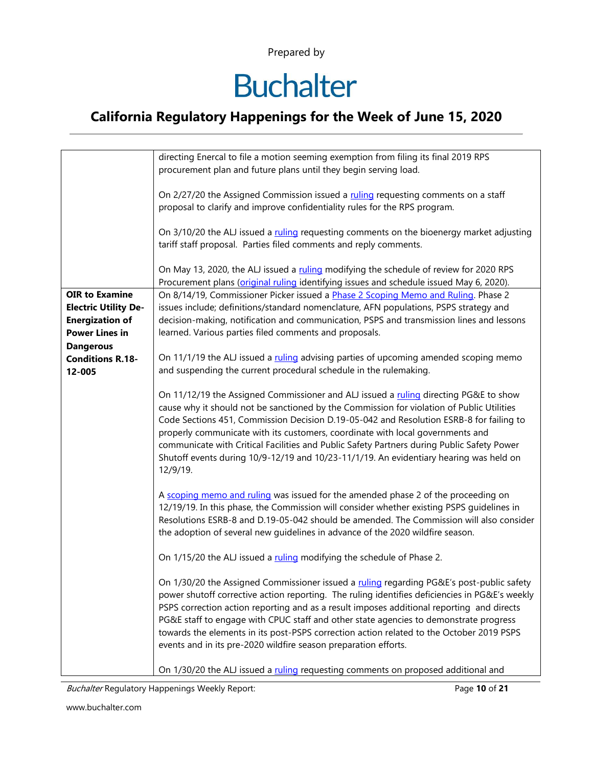| | |
|---|---|
| | directing Enercal to file a motion seeming exemption from filing its final 2019 RPS procurement plan and future plans until they begin serving load.<br><br>On 2/27/20 the Assigned Commission issued a ruling requesting comments on a staff proposal to clarify and improve confidentiality rules for the RPS program.<br><br>On 3/10/20 the ALJ issued a ruling requesting comments on the bioenergy market adjusting tariff staff proposal. Parties filed comments and reply comments.<br><br>On May 13, 2020, the ALJ issued a ruling modifying the schedule of review for 2020 RPS Procurement plans (original ruling identifying issues and schedule issued May 6, 2020). |
| **OIR to Examine Electric Utility De-Energization of Power Lines in Dangerous Conditions R.18-12-005** | On 8/14/19, Commissioner Picker issued a Phase 2 Scoping Memo and Ruling. Phase 2 issues include; definitions/standard nomenclature, AFN populations, PSPS strategy and decision-making, notification and communication, PSPS and transmission lines and lessons learned. Various parties filed comments and proposals.<br><br>On 11/1/19 the ALJ issued a ruling advising parties of upcoming amended scoping memo and suspending the current procedural schedule in the rulemaking.<br><br>On 11/12/19 the Assigned Commissioner and ALJ issued a ruling directing PG&E to show cause why it should not be sanctioned by the Commission for violation of Public Utilities Code Sections 451, Commission Decision D.19-05-042 and Resolution ESRB-8 for failing to properly communicate with its customers, coordinate with local governments and communicate with Critical Facilities and Public Safety Partners during Public Safety Power Shutoff events during 10/9-12/19 and 10/23-11/1/19. An evidentiary hearing was held on 12/9/19.<br><br>A scoping memo and ruling was issued for the amended phase 2 of the proceeding on 12/19/19. In this phase, the Commission will consider whether existing PSPS guidelines in Resolutions ESRB-8 and D.19-05-042 should be amended. The Commission will also consider the adoption of several new guidelines in advance of the 2020 wildfire season.<br><br>On 1/15/20 the ALJ issued a ruling modifying the schedule of Phase 2.<br><br>On 1/30/20 the Assigned Commissioner issued a ruling regarding PG&E's post-public safety power shutoff corrective action reporting. The ruling identifies deficiencies in PG&E's weekly PSPS correction action reporting and as a result imposes additional reporting and directs PG&E staff to engage with CPUC staff and other state agencies to demonstrate progress towards the elements in its post-PSPS correction action related to the October 2019 PSPS events and in its pre-2020 wildfire season preparation efforts.<br><br>On 1/30/20 the ALJ issued a ruling requesting comments on proposed additional and |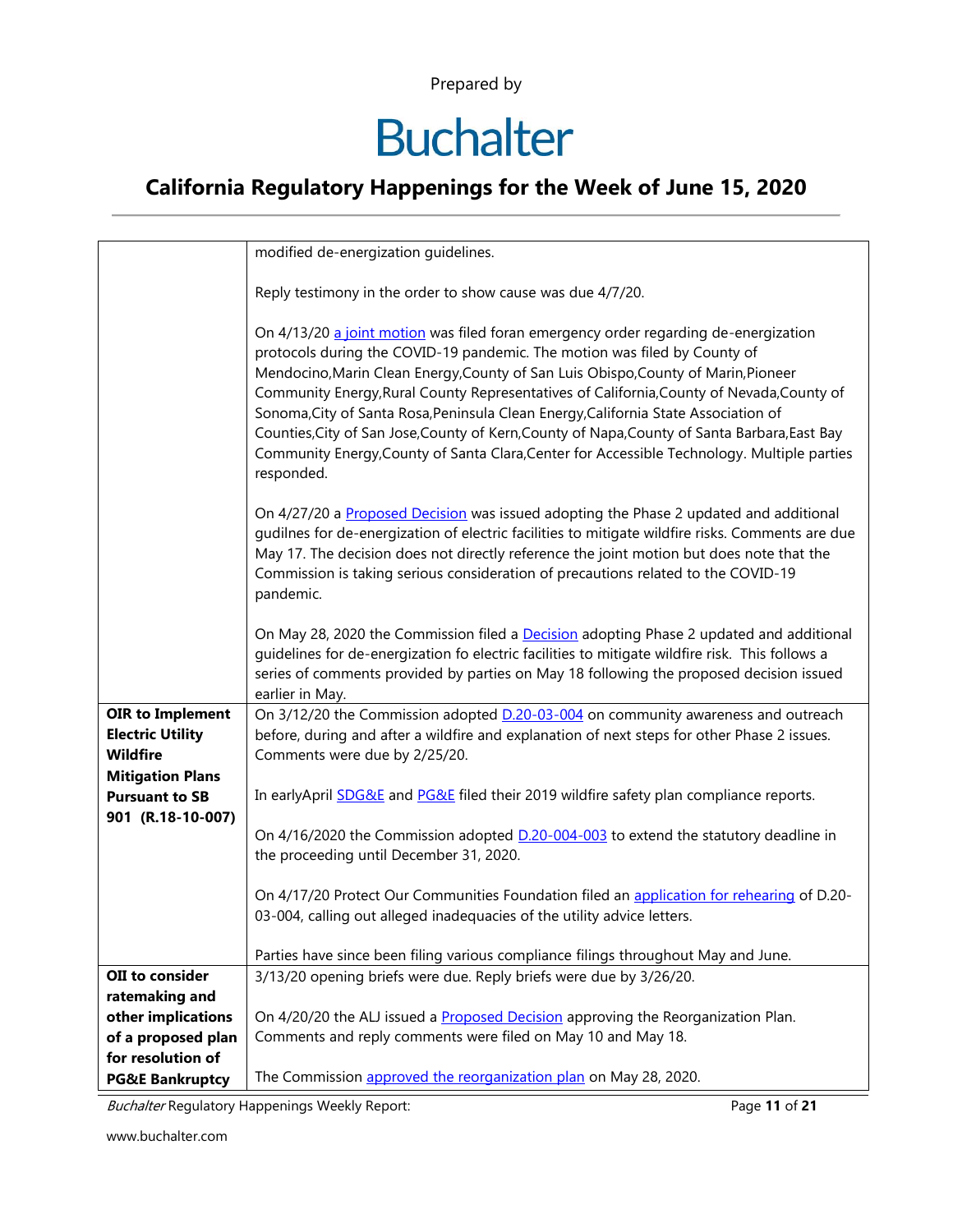| | |
|---|---|
| | modified de-energization guidelines.<br><br>Reply testimony in the order to show cause was due 4/7/20.<br><br>On 4/13/20 a joint motion was filed foran emergency order regarding de-energization protocols during the COVID-19 pandemic. The motion was filed by County of Mendocino,Marin Clean Energy,County of San Luis Obispo,County of Marin,Pioneer Community Energy,Rural County Representatives of California,County of Nevada,County of Sonoma,City of Santa Rosa,Peninsula Clean Energy,California State Association of Counties,City of San Jose,County of Kern,County of Napa,County of Santa Barbara,East Bay Community Energy,County of Santa Clara,Center for Accessible Technology. Multiple parties responded.<br><br>On 4/27/20 a Proposed Decision was issued adopting the Phase 2 updated and additional gudilnes for de-energization of electric facilities to mitigate wildfire risks. Comments are due May 17. The decision does not directly reference the joint motion but does note that the Commission is taking serious consideration of precautions related to the COVID-19 pandemic.<br><br>On May 28, 2020 the Commission filed a Decision adopting Phase 2 updated and additional guidelines for de-energization fo electric facilities to mitigate wildfire risk. This follows a series of comments provided by parties on May 18 following the proposed decision issued earlier in May. |
| **OIR to Implement Electric Utility Wildfire Mitigation Plans Pursuant to SB 901 (R.18-10-007)** | On 3/12/20 the Commission adopted D.20-03-004 on community awareness and outreach before, during and after a wildfire and explanation of next steps for other Phase 2 issues. Comments were due by 2/25/20.<br><br>In earlyApril SDG&E and PG&E filed their 2019 wildfire safety plan compliance reports.<br><br>On 4/16/2020 the Commission adopted D.20-004-003 to extend the statutory deadline in the proceeding until December 31, 2020.<br><br>On 4/17/20 Protect Our Communities Foundation filed an application for rehearing of D.20-03-004, calling out alleged inadequacies of the utility advice letters.<br><br>Parties have since been filing various compliance filings throughout May and June. |
| **OII to consider ratemaking and other implications of a proposed plan for resolution of PG&E Bankruptcy** | 3/13/20 opening briefs were due. Reply briefs were due by 3/26/20.<br><br>On 4/20/20 the ALJ issued a Proposed Decision approving the Reorganization Plan. Comments and reply comments were filed on May 10 and May 18.<br><br>The Commission approved the reorganization plan on May 28, 2020. |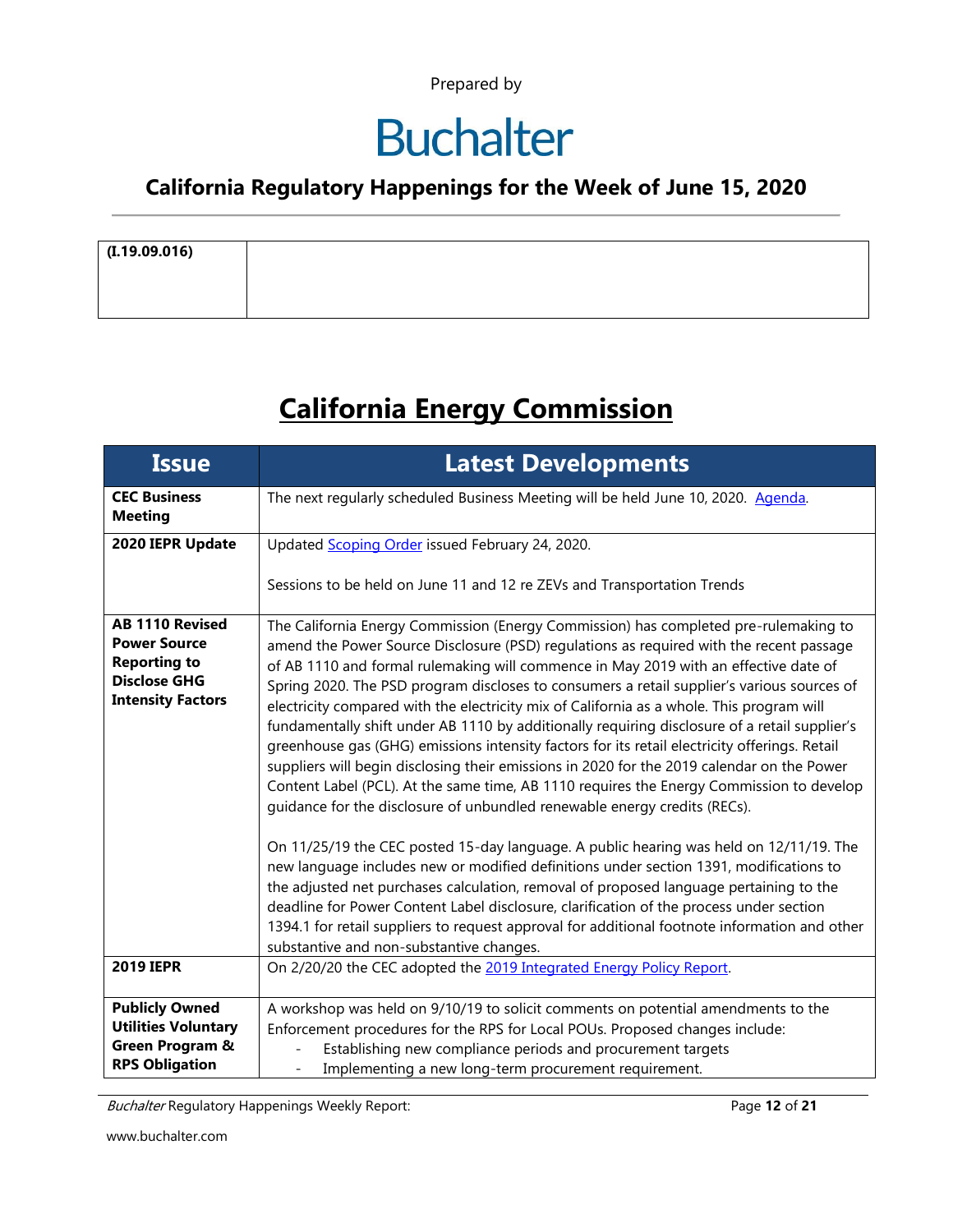| (I.19.09.016) | |
|---|---|

# California Energy Commission

| Issue | Latest Developments |
|---|---|
| **CEC Business Meeting** | The next regularly scheduled Business Meeting will be held June 10, 2020. Agenda. |
| **2020 IEPR Update** | Updated Scoping Order issued February 24, 2020.<br><br>Sessions to be held on June 11 and 12 re ZEVs and Transportation Trends |
| **AB 1110 Revised Power Source Reporting to Disclose GHG Intensity Factors** | The California Energy Commission (Energy Commission) has completed pre-rulemaking to amend the Power Source Disclosure (PSD) regulations as required with the recent passage of AB 1110 and formal rulemaking will commence in May 2019 with an effective date of Spring 2020. The PSD program discloses to consumers a retail supplier's various sources of electricity compared with the electricity mix of California as a whole. This program will fundamentally shift under AB 1110 by additionally requiring disclosure of a retail supplier's greenhouse gas (GHG) emissions intensity factors for its retail electricity offerings. Retail suppliers will begin disclosing their emissions in 2020 for the 2019 calendar on the Power Content Label (PCL). At the same time, AB 1110 requires the Energy Commission to develop guidance for the disclosure of unbundled renewable energy credits (RECs).<br><br>On 11/25/19 the CEC posted 15-day language. A public hearing was held on 12/11/19. The new language includes new or modified definitions under section 1391, modifications to the adjusted net purchases calculation, removal of proposed language pertaining to the deadline for Power Content Label disclosure, clarification of the process under section 1394.1 for retail suppliers to request approval for additional footnote information and other substantive and non-substantive changes. |
| **2019 IEPR** | On 2/20/20 the CEC adopted the 2019 Integrated Energy Policy Report. |
| **Publicly Owned Utilities Voluntary Green Program & RPS Obligation** | A workshop was held on 9/10/19 to solicit comments on potential amendments to the Enforcement procedures for the RPS for Local POUs. Proposed changes include:<br>- Establishing new compliance periods and procurement targets<br>- Implementing a new long-term procurement requirement. |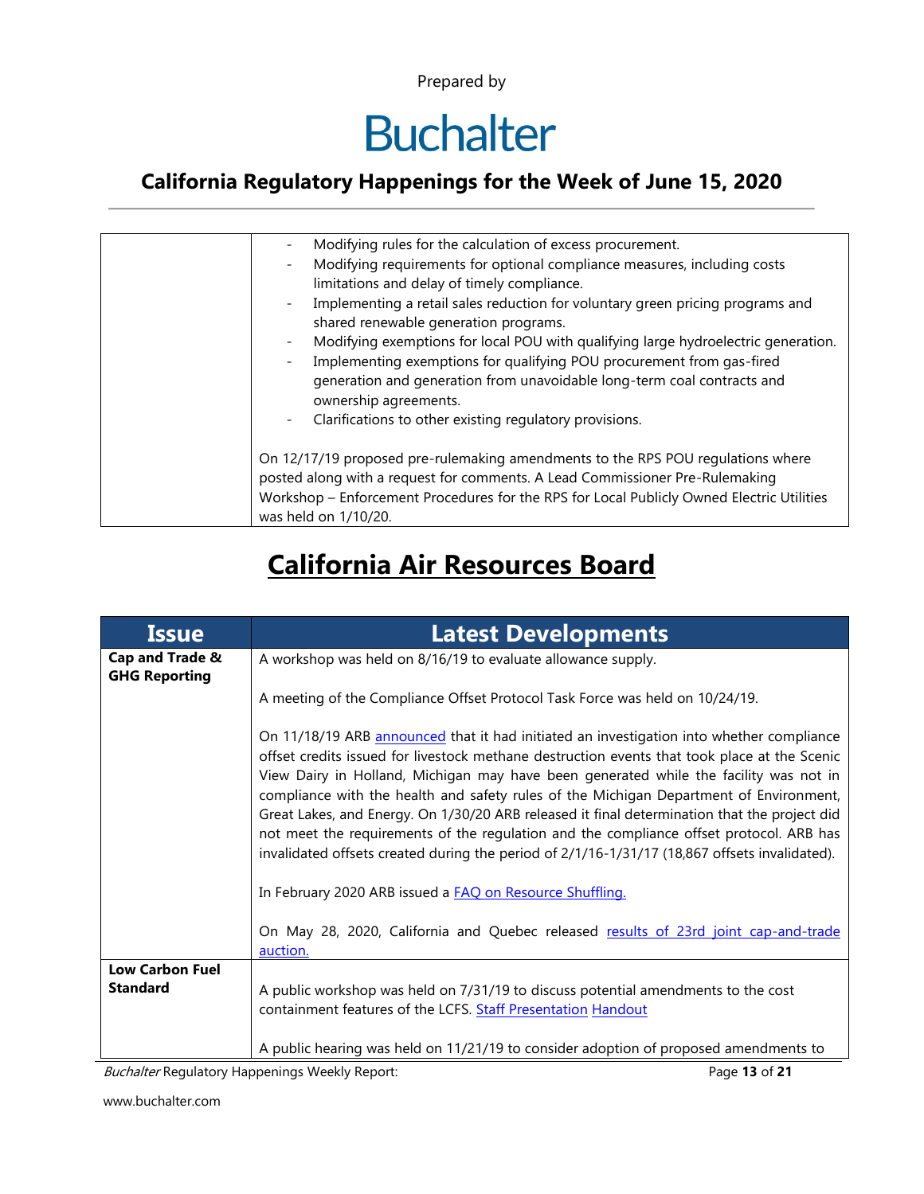| | |
|---|---|
| | - Modifying rules for the calculation of excess procurement.<br>- Modifying requirements for optional compliance measures, including costs limitations and delay of timely compliance.<br>- Implementing a retail sales reduction for voluntary green pricing programs and shared renewable generation programs.<br>- Modifying exemptions for local POU with qualifying large hydroelectric generation.<br>- Implementing exemptions for qualifying POU procurement from gas-fired generation and generation from unavoidable long-term coal contracts and ownership agreements.<br>- Clarifications to other existing regulatory provisions.<br><br>On 12/17/19 proposed pre-rulemaking amendments to the RPS POU regulations where posted along with a request for comments. A Lead Commissioner Pre-Rulemaking Workshop – Enforcement Procedures for the RPS for Local Publicly Owned Electric Utilities was held on 1/10/20. |

# California Air Resources Board

| Issue | Latest Developments |
|---|---|
| **Cap and Trade & GHG Reporting** | A workshop was held on 8/16/19 to evaluate allowance supply.<br><br>A meeting of the Compliance Offset Protocol Task Force was held on 10/24/19.<br><br>On 11/18/19 ARB announced that it had initiated an investigation into whether compliance offset credits issued for livestock methane destruction events that took place at the Scenic View Dairy in Holland, Michigan may have been generated while the facility was not in compliance with the health and safety rules of the Michigan Department of Environment, Great Lakes, and Energy. On 1/30/20 ARB released it final determination that the project did not meet the requirements of the regulation and the compliance offset protocol. ARB has invalidated offsets created during the period of 2/1/16-1/31/17 (18,867 offsets invalidated).<br><br>In February 2020 ARB issued a FAQ on Resource Shuffling.<br><br>On May 28, 2020, California and Quebec released results of 23rd joint cap-and-trade auction. |
| **Low Carbon Fuel Standard** | A public workshop was held on 7/31/19 to discuss potential amendments to the cost containment features of the LCFS. Staff Presentation Handout<br><br>A public hearing was held on 11/21/19 to consider adoption of proposed amendments to |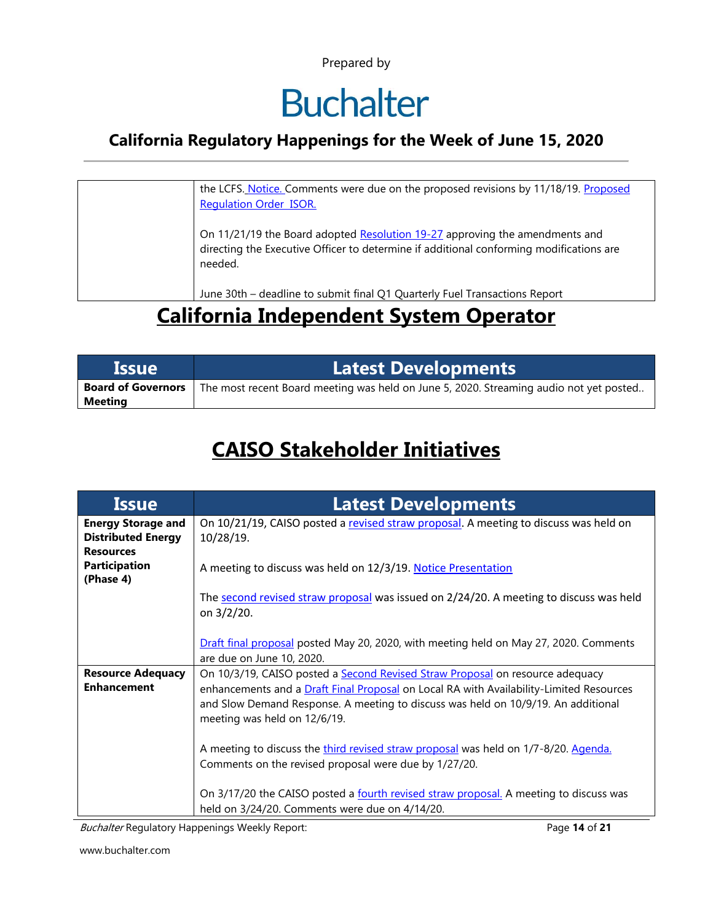| | |
|---|---|
| | the LCFS. Notice. Comments were due on the proposed revisions by 11/18/19. Proposed Regulation Order ISOR.<br><br>On 11/21/19 the Board adopted Resolution 19-27 approving the amendments and directing the Executive Officer to determine if additional conforming modifications are needed.<br><br>June 30th – deadline to submit final Q1 Quarterly Fuel Transactions Report |

# California Independent System Operator

| Issue | Latest Developments |
|---|---|
| **Board of Governors Meeting** | The most recent Board meeting was held on June 5, 2020. Streaming audio not yet posted.. |

# CAISO Stakeholder Initiatives

| Issue | Latest Developments |
|---|---|
| **Energy Storage and Distributed Energy Resources Participation (Phase 4)** | On 10/21/19, CAISO posted a revised straw proposal. A meeting to discuss was held on 10/28/19.<br><br>A meeting to discuss was held on 12/3/19. Notice Presentation<br><br>The second revised straw proposal was issued on 2/24/20. A meeting to discuss was held on 3/2/20.<br><br>Draft final proposal posted May 20, 2020, with meeting held on May 27, 2020. Comments are due on June 10, 2020. |
| **Resource Adequacy Enhancement** | On 10/3/19, CAISO posted a Second Revised Straw Proposal on resource adequacy enhancements and a Draft Final Proposal on Local RA with Availability-Limited Resources and Slow Demand Response. A meeting to discuss was held on 10/9/19. An additional meeting was held on 12/6/19.<br><br>A meeting to discuss the third revised straw proposal was held on 1/7-8/20. Agenda. Comments on the revised proposal were due by 1/27/20.<br><br>On 3/17/20 the CAISO posted a fourth revised straw proposal. A meeting to discuss was held on 3/24/20. Comments were due on 4/14/20. |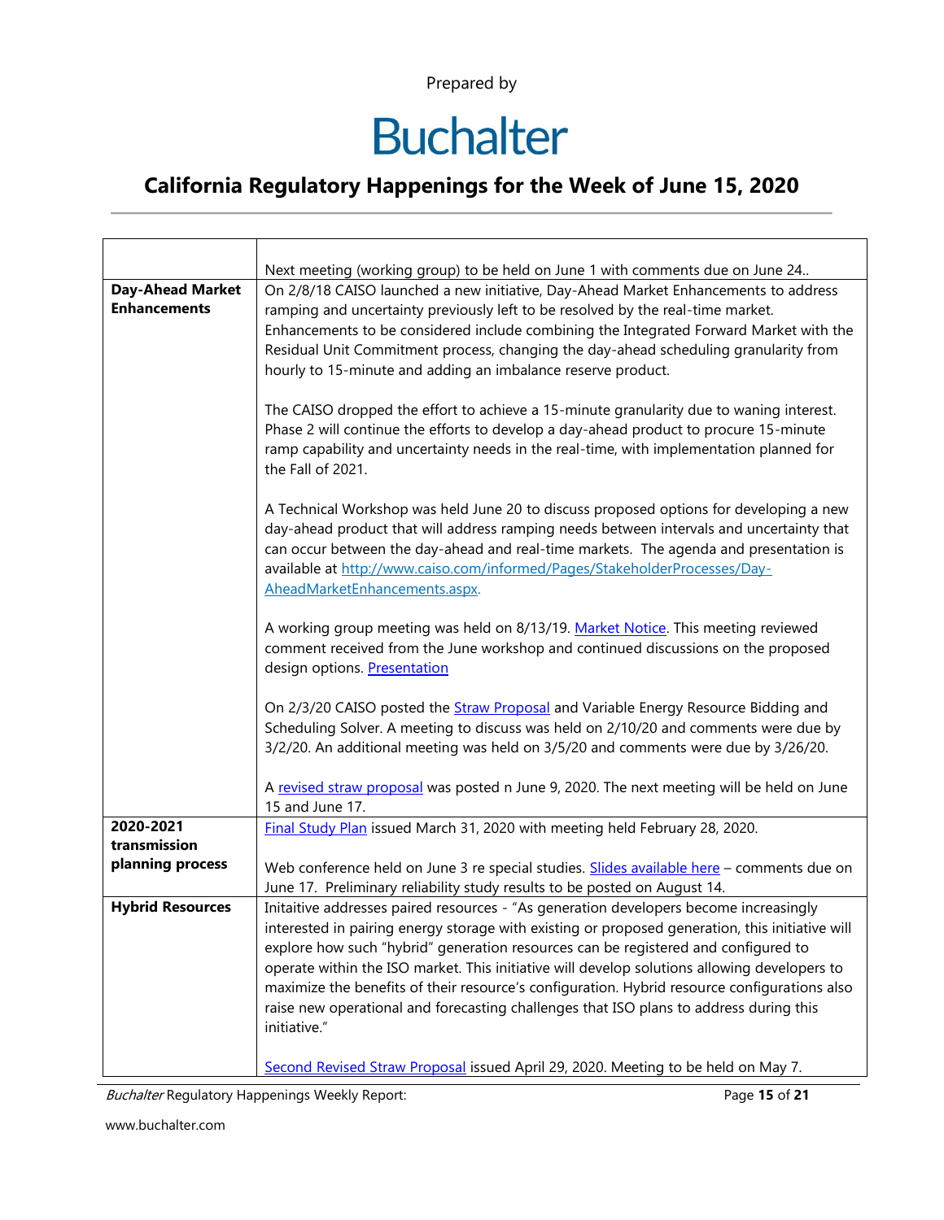| | |
|---|---|
| | Next meeting (working group) to be held on June 1 with comments due on June 24.. |
| **Day-Ahead Market Enhancements** | On 2/8/18 CAISO launched a new initiative, Day-Ahead Market Enhancements to address ramping and uncertainty previously left to be resolved by the real-time market. Enhancements to be considered include combining the Integrated Forward Market with the Residual Unit Commitment process, changing the day-ahead scheduling granularity from hourly to 15-minute and adding an imbalance reserve product.<br><br>The CAISO dropped the effort to achieve a 15-minute granularity due to waning interest. Phase 2 will continue the efforts to develop a day-ahead product to procure 15-minute ramp capability and uncertainty needs in the real-time, with implementation planned for the Fall of 2021.<br><br>A Technical Workshop was held June 20 to discuss proposed options for developing a new day-ahead product that will address ramping needs between intervals and uncertainty that can occur between the day-ahead and real-time markets. The agenda and presentation is available at http://www.caiso.com/informed/Pages/StakeholderProcesses/Day-AheadMarketEnhancements.aspx.<br><br>A working group meeting was held on 8/13/19. Market Notice. This meeting reviewed comment received from the June workshop and continued discussions on the proposed design options. Presentation<br><br>On 2/3/20 CAISO posted the Straw Proposal and Variable Energy Resource Bidding and Scheduling Solver. A meeting to discuss was held on 2/10/20 and comments were due by 3/2/20. An additional meeting was held on 3/5/20 and comments were due by 3/26/20.<br><br>A revised straw proposal was posted n June 9, 2020. The next meeting will be held on June 15 and June 17. |
| **2020-2021 transmission planning process** | Final Study Plan issued March 31, 2020 with meeting held February 28, 2020.<br><br>Web conference held on June 3 re special studies. Slides available here – comments due on June 17. Preliminary reliability study results to be posted on August 14. |
| **Hybrid Resources** | Initaitive addresses paired resources - "As generation developers become increasingly interested in pairing energy storage with existing or proposed generation, this initiative will explore how such "hybrid" generation resources can be registered and configured to operate within the ISO market. This initiative will develop solutions allowing developers to maximize the benefits of their resource's configuration. Hybrid resource configurations also raise new operational and forecasting challenges that ISO plans to address during this initiative."<br><br>Second Revised Straw Proposal issued April 29, 2020. Meeting to be held on May 7. |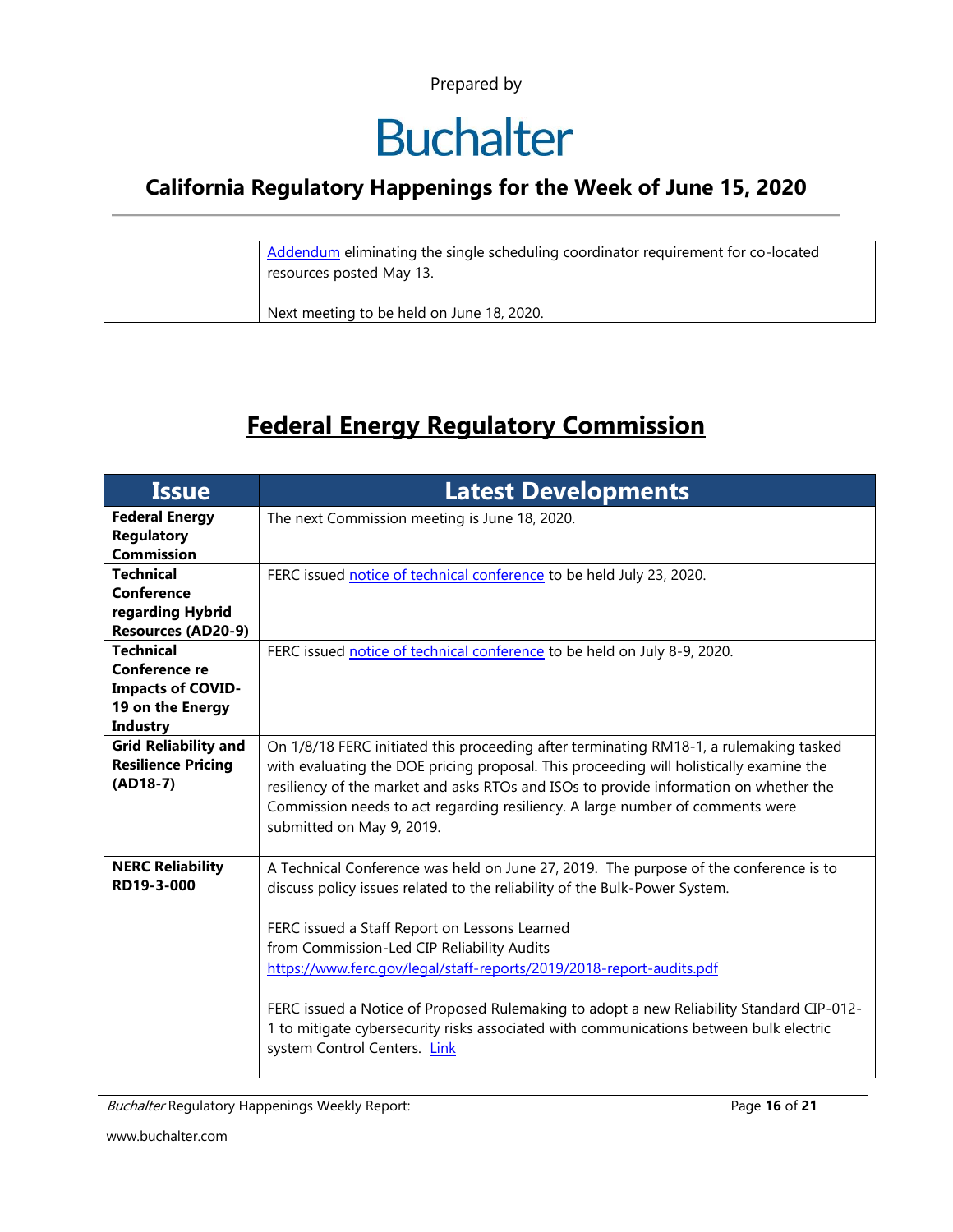|  |  |
|---|---|
|  | Addendum eliminating the single scheduling coordinator requirement for co-located resources posted May 13.<br><br>Next meeting to be held on June 18, 2020. |

## Federal Energy Regulatory Commission

| Issue | Latest Developments |
|---|---|
| **Federal Energy Regulatory Commission** | The next Commission meeting is June 18, 2020. |
| **Technical Conference regarding Hybrid Resources (AD20-9)** | FERC issued notice of technical conference to be held July 23, 2020. |
| **Technical Conference re Impacts of COVID-19 on the Energy Industry** | FERC issued notice of technical conference to be held on July 8-9, 2020. |
| **Grid Reliability and Resilience Pricing (AD18-7)** | On 1/8/18 FERC initiated this proceeding after terminating RM18-1, a rulemaking tasked with evaluating the DOE pricing proposal. This proceeding will holistically examine the resiliency of the market and asks RTOs and ISOs to provide information on whether the Commission needs to act regarding resiliency. A large number of comments were submitted on May 9, 2019. |
| **NERC Reliability RD19-3-000** | A Technical Conference was held on June 27, 2019. The purpose of the conference is to discuss policy issues related to the reliability of the Bulk-Power System.<br><br>FERC issued a Staff Report on Lessons Learned from Commission-Led CIP Reliability Audits https://www.ferc.gov/legal/staff-reports/2019/2018-report-audits.pdf<br><br>FERC issued a Notice of Proposed Rulemaking to adopt a new Reliability Standard CIP-012-1 to mitigate cybersecurity risks associated with communications between bulk electric system Control Centers. Link |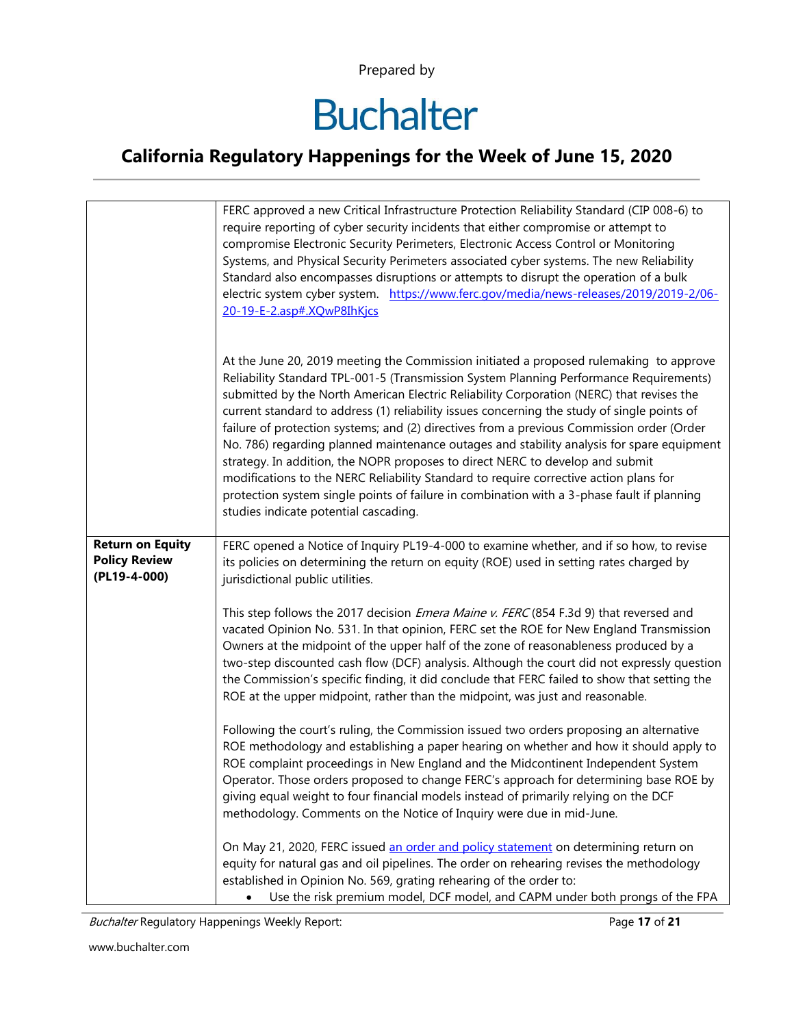| | |
|---|---|
| | FERC approved a new Critical Infrastructure Protection Reliability Standard (CIP 008-6) to require reporting of cyber security incidents that either compromise or attempt to compromise Electronic Security Perimeters, Electronic Access Control or Monitoring Systems, and Physical Security Perimeters associated cyber systems. The new Reliability Standard also encompasses disruptions or attempts to disrupt the operation of a bulk electric system cyber system. [https://www.ferc.gov/media/news-releases/2019/2019-2/06-20-19-E-2.asp#.XQwP8IhKjcs](https://www.ferc.gov/media/news-releases/2019/2019-2/06-20-19-E-2.asp#.XQwP8IhKjcs)<br><br>At the June 20, 2019 meeting the Commission initiated a proposed rulemaking to approve Reliability Standard TPL-001-5 (Transmission System Planning Performance Requirements) submitted by the North American Electric Reliability Corporation (NERC) that revises the current standard to address (1) reliability issues concerning the study of single points of failure of protection systems; and (2) directives from a previous Commission order (Order No. 786) regarding planned maintenance outages and stability analysis for spare equipment strategy. In addition, the NOPR proposes to direct NERC to develop and submit modifications to the NERC Reliability Standard to require corrective action plans for protection system single points of failure in combination with a 3-phase fault if planning studies indicate potential cascading. |
| **Return on Equity Policy Review (PL19-4-000)** | FERC opened a Notice of Inquiry PL19-4-000 to examine whether, and if so how, to revise its policies on determining the return on equity (ROE) used in setting rates charged by jurisdictional public utilities.<br><br>This step follows the 2017 decision *Emera Maine v. FERC* (854 F.3d 9) that reversed and vacated Opinion No. 531. In that opinion, FERC set the ROE for New England Transmission Owners at the midpoint of the upper half of the zone of reasonableness produced by a two-step discounted cash flow (DCF) analysis. Although the court did not expressly question the Commission's specific finding, it did conclude that FERC failed to show that setting the ROE at the upper midpoint, rather than the midpoint, was just and reasonable.<br><br>Following the court's ruling, the Commission issued two orders proposing an alternative ROE methodology and establishing a paper hearing on whether and how it should apply to ROE complaint proceedings in New England and the Midcontinent Independent System Operator. Those orders proposed to change FERC's approach for determining base ROE by giving equal weight to four financial models instead of primarily relying on the DCF methodology. Comments on the Notice of Inquiry were due in mid-June.<br><br>On May 21, 2020, FERC issued an order and policy statement on determining return on equity for natural gas and oil pipelines. The order on rehearing revises the methodology established in Opinion No. 569, grating rehearing of the order to:<br>• Use the risk premium model, DCF model, and CAPM under both prongs of the FPA |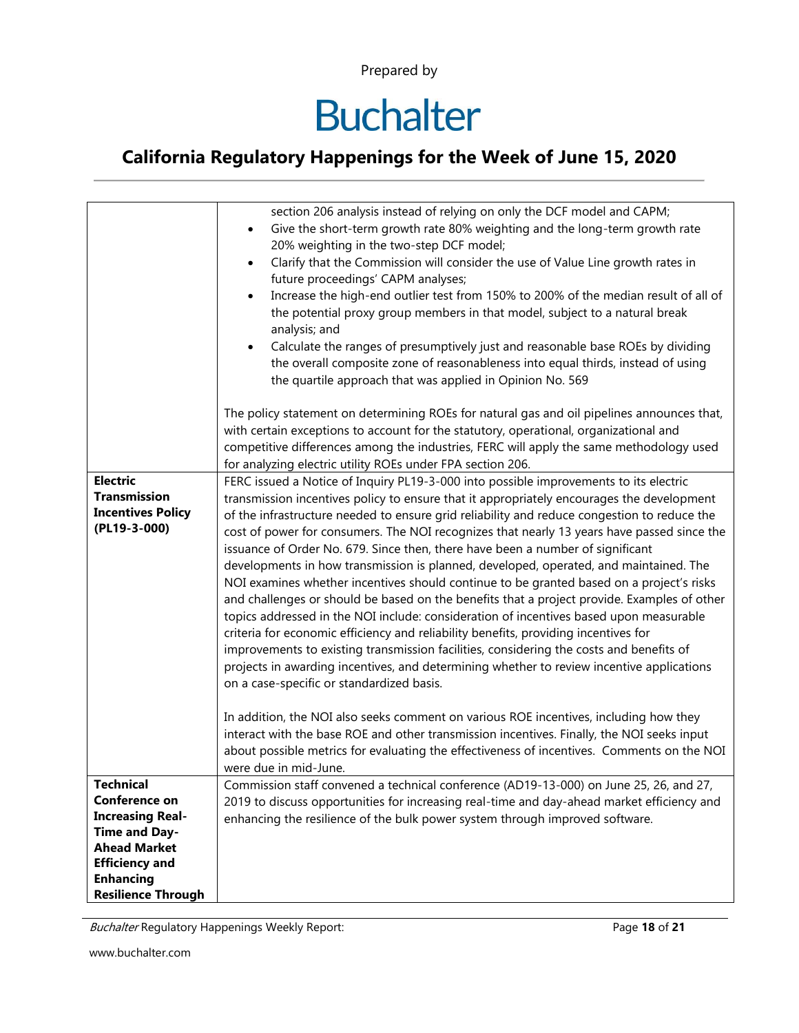| | |
|---|---|
| | section 206 analysis instead of relying on only the DCF model and CAPM;<br>• Give the short-term growth rate 80% weighting and the long-term growth rate 20% weighting in the two-step DCF model;<br>• Clarify that the Commission will consider the use of Value Line growth rates in future proceedings' CAPM analyses;<br>• Increase the high-end outlier test from 150% to 200% of the median result of all of the potential proxy group members in that model, subject to a natural break analysis; and<br>• Calculate the ranges of presumptively just and reasonable base ROEs by dividing the overall composite zone of reasonableness into equal thirds, instead of using the quartile approach that was applied in Opinion No. 569<br><br>The policy statement on determining ROEs for natural gas and oil pipelines announces that, with certain exceptions to account for the statutory, operational, organizational and competitive differences among the industries, FERC will apply the same methodology used for analyzing electric utility ROEs under FPA section 206. |
| **Electric Transmission Incentives Policy (PL19-3-000)** | FERC issued a Notice of Inquiry PL19-3-000 into possible improvements to its electric transmission incentives policy to ensure that it appropriately encourages the development of the infrastructure needed to ensure grid reliability and reduce congestion to reduce the cost of power for consumers. The NOI recognizes that nearly 13 years have passed since the issuance of Order No. 679. Since then, there have been a number of significant developments in how transmission is planned, developed, operated, and maintained. The NOI examines whether incentives should continue to be granted based on a project's risks and challenges or should be based on the benefits that a project provide. Examples of other topics addressed in the NOI include: consideration of incentives based upon measurable criteria for economic efficiency and reliability benefits, providing incentives for improvements to existing transmission facilities, considering the costs and benefits of projects in awarding incentives, and determining whether to review incentive applications on a case-specific or standardized basis.<br><br>In addition, the NOI also seeks comment on various ROE incentives, including how they interact with the base ROE and other transmission incentives. Finally, the NOI seeks input about possible metrics for evaluating the effectiveness of incentives. Comments on the NOI were due in mid-June. |
| **Technical Conference on Increasing Real-Time and Day-Ahead Market Efficiency and Enhancing Resilience Through** | Commission staff convened a technical conference (AD19-13-000) on June 25, 26, and 27, 2019 to discuss opportunities for increasing real-time and day-ahead market efficiency and enhancing the resilience of the bulk power system through improved software. |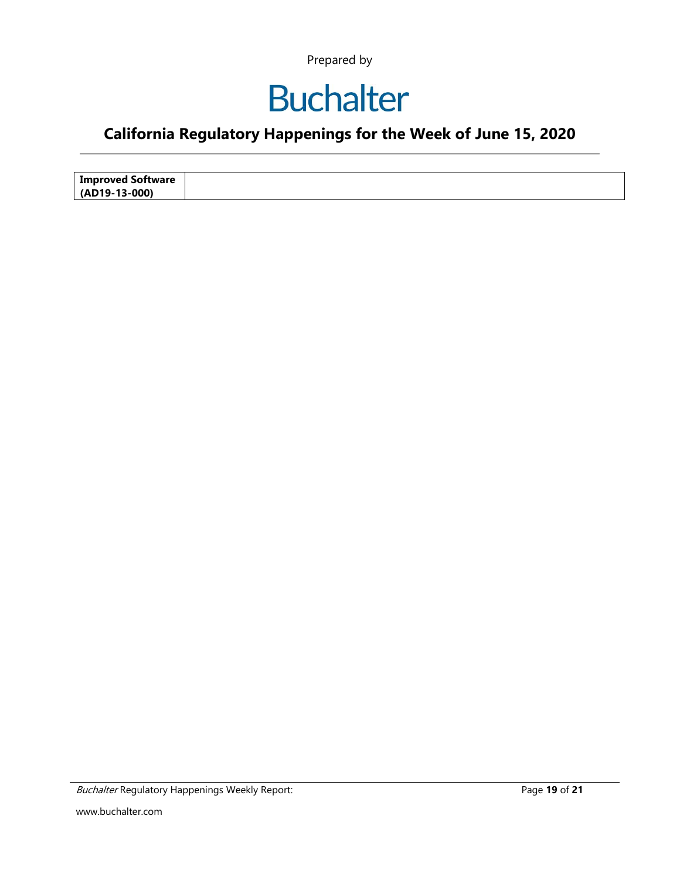| **Improved Software (AD19-13-000)** | |
|---|---|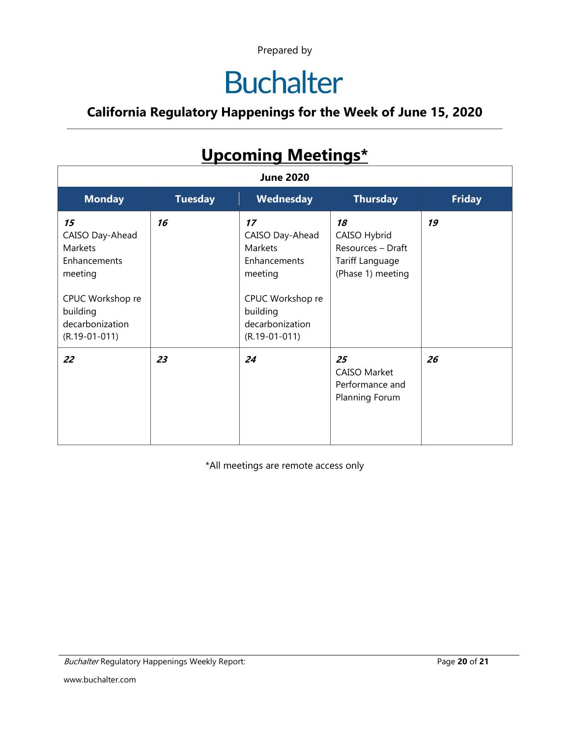Prepared by

# Buchalter

## California Regulatory Happenings for the Week of June 15, 2020

## Upcoming Meetings*

| June 2020 | | | | |
|---|---|---|---|---|
| **Monday** | **Tuesday** | **Wednesday** | **Thursday** | **Friday** |
| ***15*** CAISO Day-Ahead Markets Enhancements meeting<br><br>CPUC Workshop re building decarbonization (R.19-01-011) | ***16*** | ***17*** CAISO Day-Ahead Markets Enhancements meeting<br><br>CPUC Workshop re building decarbonization (R.19-01-011) | ***18*** CAISO Hybrid Resources – Draft Tariff Language (Phase 1) meeting | ***19*** |
| ***22*** | ***23*** | ***24*** | ***25*** CAISO Market Performance and Planning Forum | ***26*** |

*All meetings are remote access only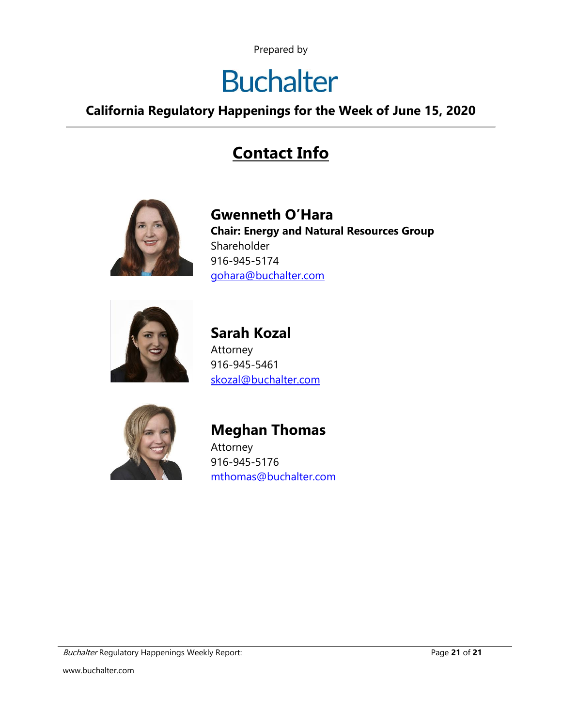Prepared by

# Buchalter

**California Regulatory Happenings for the Week of June 15, 2020**

## Contact Info

### Gwenneth O'Hara
**Chair: Energy and Natural Resources Group**
Shareholder
916-945-5174
gohara@buchalter.com

### Sarah Kozal
Attorney
916-945-5461
skozal@buchalter.com

### Meghan Thomas
Attorney
916-945-5176
mthomas@buchalter.com